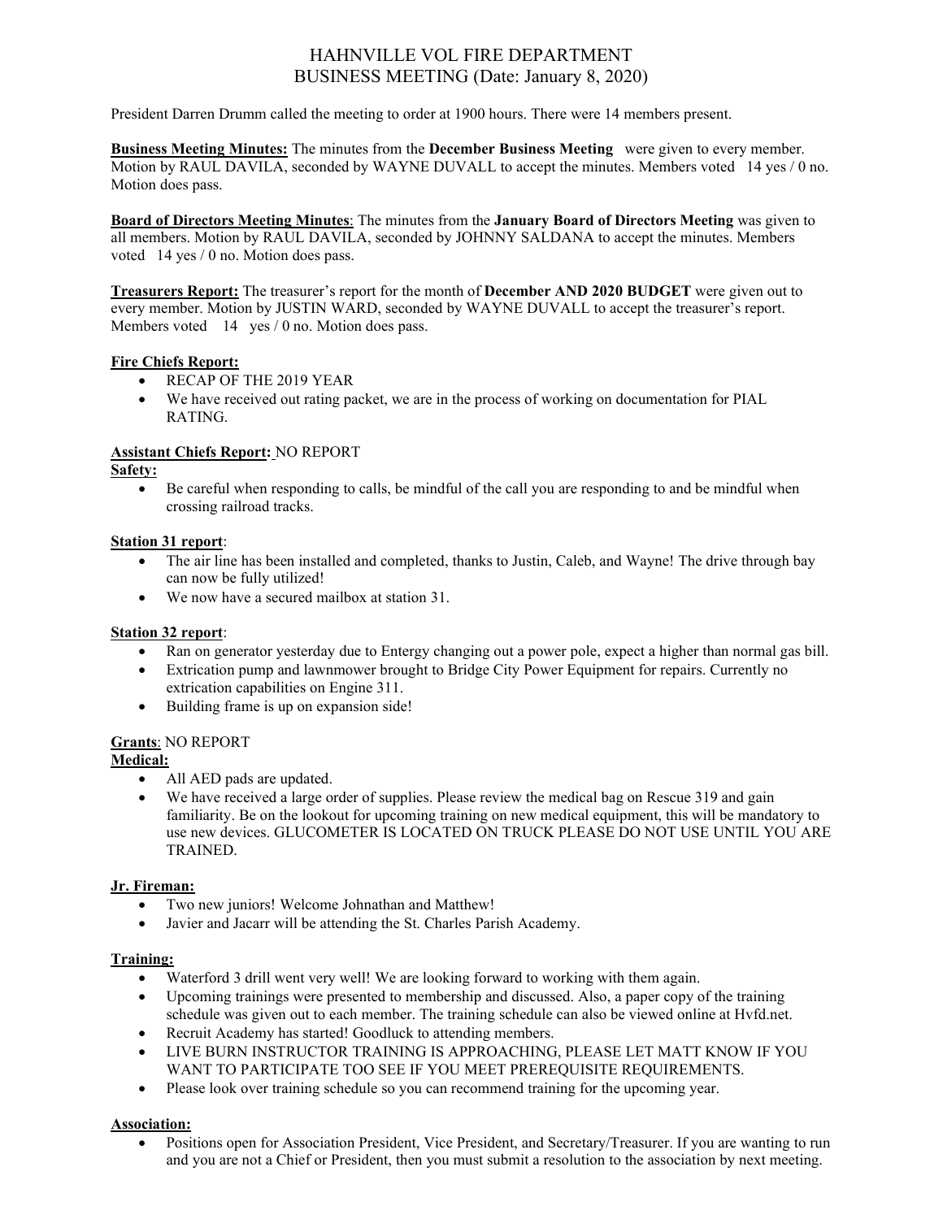# HAHNVILLE VOL FIRE DEPARTMENT
## BUSINESS MEETING (Date: January 8, 2020)

President Darren Drumm called the meeting to order at 1900 hours. There were 14 members present.

**Business Meeting Minutes:** The minutes from the **December Business Meeting** were given to every member. Motion by RAUL DAVILA, seconded by WAYNE DUVALL to accept the minutes. Members voted 14 yes / 0 no. Motion does pass.

**Board of Directors Meeting Minutes**: The minutes from the **January Board of Directors Meeting** was given to all members. Motion by RAUL DAVILA, seconded by JOHNNY SALDANA to accept the minutes. Members voted 14 yes / 0 no. Motion does pass.

**Treasurers Report:** The treasurer's report for the month of **December AND 2020 BUDGET** were given out to every member. Motion by JUSTIN WARD, seconded by WAYNE DUVALL to accept the treasurer's report. Members voted 14 yes / 0 no. Motion does pass.

**Fire Chiefs Report:**

- RECAP OF THE 2019 YEAR
- We have received out rating packet, we are in the process of working on documentation for PIAL RATING.

**Assistant Chiefs Report:** NO REPORT

**Safety:**

- Be careful when responding to calls, be mindful of the call you are responding to and be mindful when crossing railroad tracks.

**Station 31 report**:

- The air line has been installed and completed, thanks to Justin, Caleb, and Wayne! The drive through bay can now be fully utilized!
- We now have a secured mailbox at station 31.

**Station 32 report**:

- Ran on generator yesterday due to Entergy changing out a power pole, expect a higher than normal gas bill.
- Extrication pump and lawnmower brought to Bridge City Power Equipment for repairs. Currently no extrication capabilities on Engine 311.
- Building frame is up on expansion side!

**Grants**: NO REPORT

**Medical:**

- All AED pads are updated.
- We have received a large order of supplies. Please review the medical bag on Rescue 319 and gain familiarity. Be on the lookout for upcoming training on new medical equipment, this will be mandatory to use new devices. GLUCOMETER IS LOCATED ON TRUCK PLEASE DO NOT USE UNTIL YOU ARE TRAINED.

**Jr. Fireman:**

- Two new juniors! Welcome Johnathan and Matthew!
- Javier and Jacarr will be attending the St. Charles Parish Academy.

**Training:**

- Waterford 3 drill went very well! We are looking forward to working with them again.
- Upcoming trainings were presented to membership and discussed. Also, a paper copy of the training schedule was given out to each member. The training schedule can also be viewed online at Hvfd.net.
- Recruit Academy has started! Goodluck to attending members.
- LIVE BURN INSTRUCTOR TRAINING IS APPROACHING, PLEASE LET MATT KNOW IF YOU WANT TO PARTICIPATE TOO SEE IF YOU MEET PREREQUISITE REQUIREMENTS.
- Please look over training schedule so you can recommend training for the upcoming year.

**Association:**

- Positions open for Association President, Vice President, and Secretary/Treasurer. If you are wanting to run and you are not a Chief or President, then you must submit a resolution to the association by next meeting.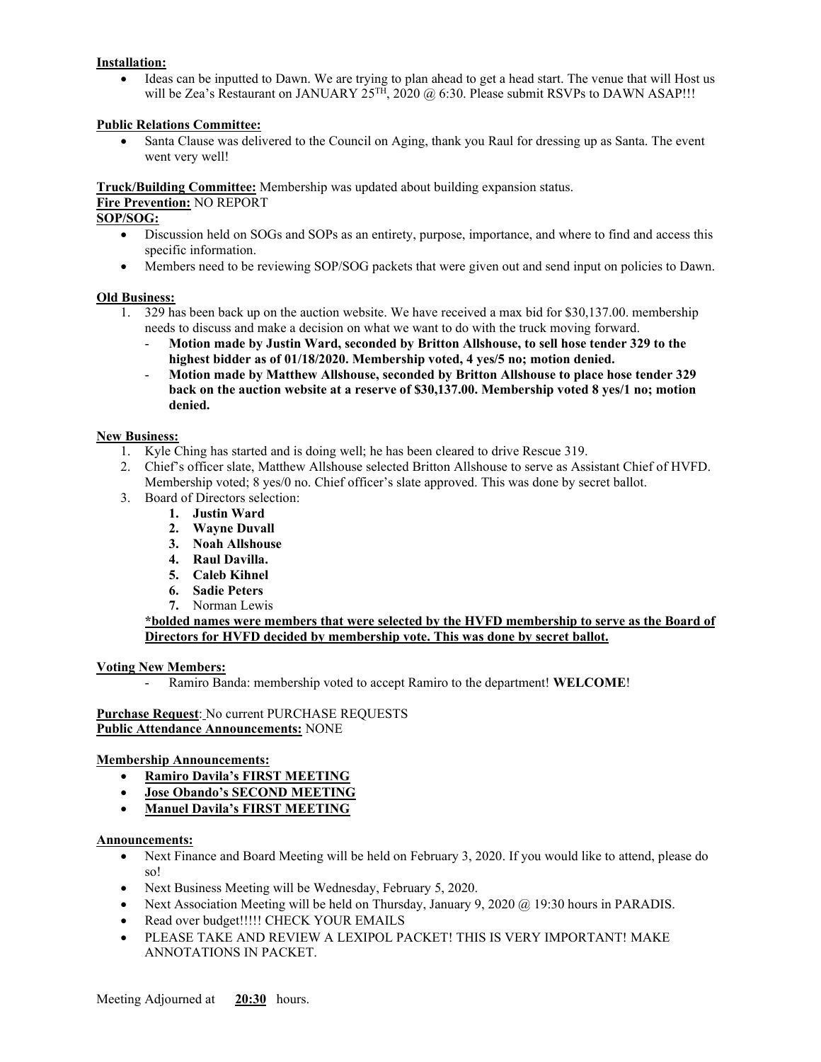**Installation:**

- Ideas can be inputted to Dawn. We are trying to plan ahead to get a head start. The venue that will Host us will be Zea's Restaurant on JANUARY 25TH, 2020 @ 6:30. Please submit RSVPs to DAWN ASAP!!!

**Public Relations Committee:**

- Santa Clause was delivered to the Council on Aging, thank you Raul for dressing up as Santa. The event went very well!

**Truck/Building Committee:** Membership was updated about building expansion status.

**Fire Prevention:** NO REPORT

**SOP/SOG:**

- Discussion held on SOGs and SOPs as an entirety, purpose, importance, and where to find and access this specific information.
- Members need to be reviewing SOP/SOG packets that were given out and send input on policies to Dawn.

**Old Business:**

1. 329 has been back up on the auction website. We have received a max bid for $30,137.00. membership needs to discuss and make a decision on what we want to do with the truck moving forward.
   - **Motion made by Justin Ward, seconded by Britton Allshouse, to sell hose tender 329 to the highest bidder as of 01/18/2020. Membership voted, 4 yes/5 no; motion denied.**
   - **Motion made by Matthew Allshouse, seconded by Britton Allshouse to place hose tender 329 back on the auction website at a reserve of $30,137.00. Membership voted 8 yes/1 no; motion denied.**

**New Business:**

1. Kyle Ching has started and is doing well; he has been cleared to drive Rescue 319.
2. Chief's officer slate, Matthew Allshouse selected Britton Allshouse to serve as Assistant Chief of HVFD. Membership voted; 8 yes/0 no. Chief officer's slate approved. This was done by secret ballot.
3. Board of Directors selection:
   1. **Justin Ward**
   2. **Wayne Duvall**
   3. **Noah Allshouse**
   4. **Raul Davilla.**
   5. **Caleb Kihnel**
   6. **Sadie Peters**
   7. Norman Lewis

   **\*bolded names were members that were selected by the HVFD membership to serve as the Board of Directors for HVFD decided by membership vote. This was done by secret ballot.**

**Voting New Members:**

- Ramiro Banda: membership voted to accept Ramiro to the department! **WELCOME**!

**Purchase Request**: No current PURCHASE REQUESTS

**Public Attendance Announcements:** NONE

**Membership Announcements:**

- **Ramiro Davila's FIRST MEETING**
- **Jose Obando's SECOND MEETING**
- **Manuel Davila's FIRST MEETING**

**Announcements:**

- Next Finance and Board Meeting will be held on February 3, 2020. If you would like to attend, please do so!
- Next Business Meeting will be Wednesday, February 5, 2020.
- Next Association Meeting will be held on Thursday, January 9, 2020 @ 19:30 hours in PARADIS.
- Read over budget!!!!! CHECK YOUR EMAILS
- PLEASE TAKE AND REVIEW A LEXIPOL PACKET! THIS IS VERY IMPORTANT! MAKE ANNOTATIONS IN PACKET.

Meeting Adjourned at **20:30** hours.